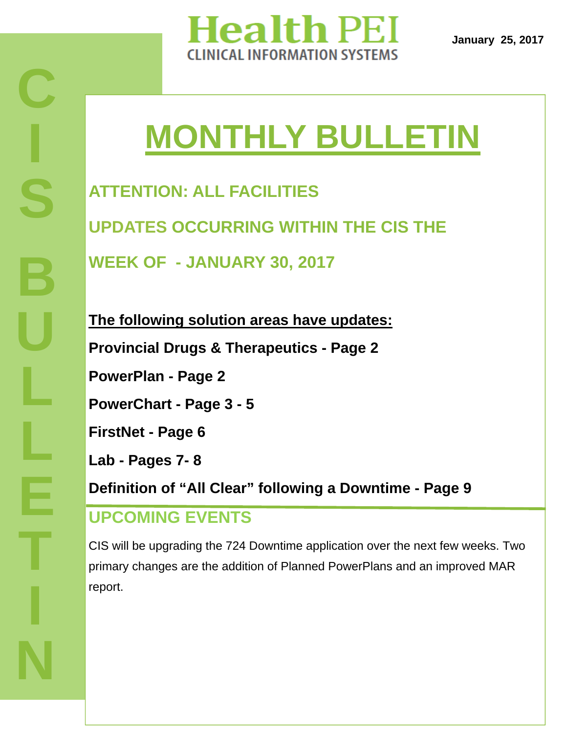# Health PEI

CLINICAL INFORMATION SYSTEMS

January 25, 2017

CIS BULLETIN

# MONTHLY BULLETIN

## ATTENTION: ALL FACILITIES

## UPDATES OCCURRING WITHIN THE CIS THE WEEK OF - JANUARY 30, 2017

**The following solution areas have updates:**

**Provincial Drugs & Therapeutics - Page 2**

**PowerPlan - Page 2**

**PowerChart - Page 3 - 5**

**FirstNet - Page 6**

**Lab - Pages 7- 8**

**Definition of "All Clear" following a Downtime - Page 9**

## UPCOMING EVENTS

CIS will be upgrading the 724 Downtime application over the next few weeks. Two primary changes are the addition of Planned PowerPlans and an improved MAR report.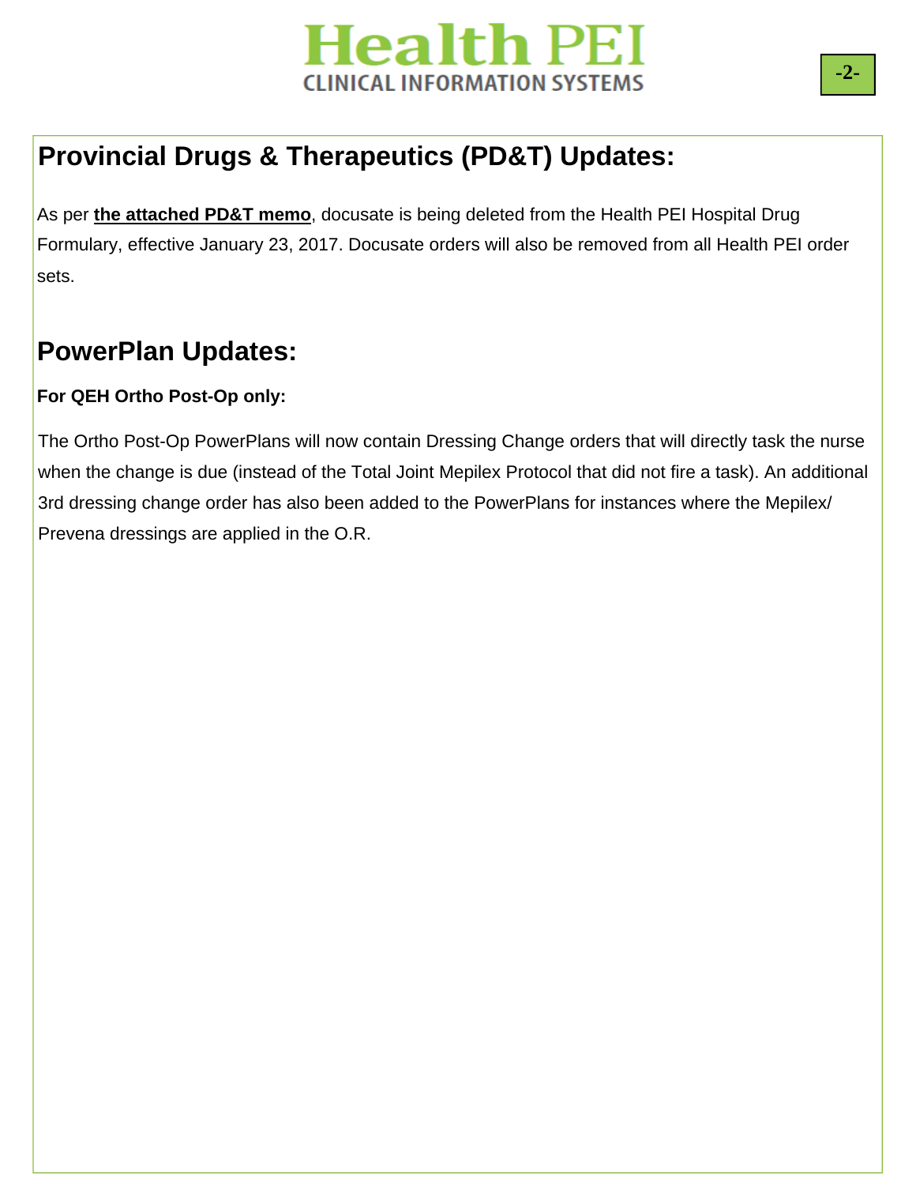## Provincial Drugs & Therapeutics (PD&T) Updates:

As per **the attached PD&T memo**, docusate is being deleted from the Health PEI Hospital Drug Formulary, effective January 23, 2017. Docusate orders will also be removed from all Health PEI order sets.

## PowerPlan Updates:

**For QEH Ortho Post-Op only:**

The Ortho Post-Op PowerPlans will now contain Dressing Change orders that will directly task the nurse when the change is due (instead of the Total Joint Mepilex Protocol that did not fire a task). An additional 3rd dressing change order has also been added to the PowerPlans for instances where the Mepilex/ Prevena dressings are applied in the O.R.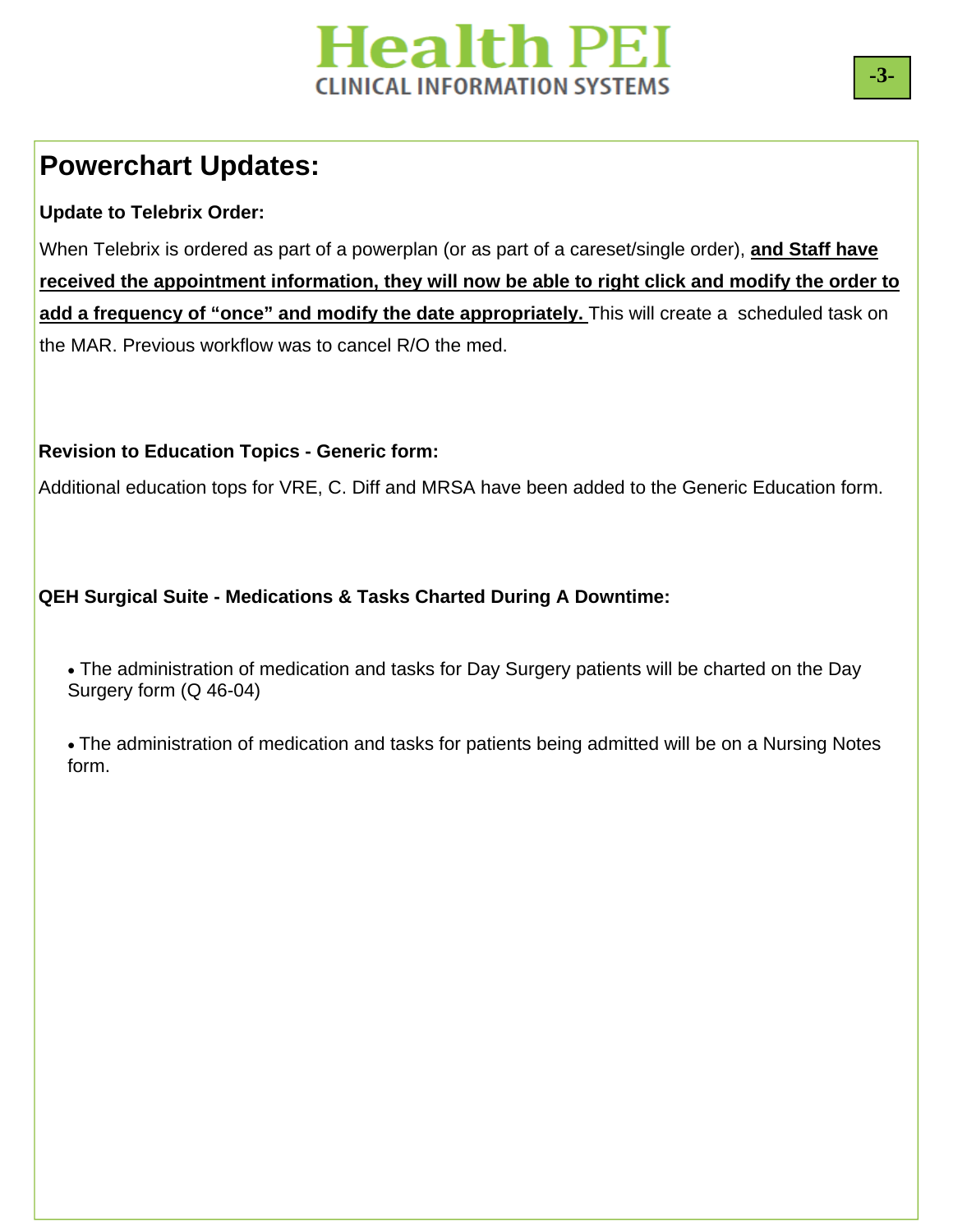## Powerchart Updates:

**Update to Telebrix Order:**

When Telebrix is ordered as part of a powerplan (or as part of a careset/single order), **and Staff have received the appointment information, they will now be able to right click and modify the order to add a frequency of "once" and modify the date appropriately.** This will create a scheduled task on the MAR. Previous workflow was to cancel R/O the med.

**Revision to Education Topics - Generic form:**

Additional education tops for VRE, C. Diff and MRSA have been added to the Generic Education form.

**QEH Surgical Suite - Medications & Tasks Charted During A Downtime:**

- The administration of medication and tasks for Day Surgery patients will be charted on the Day Surgery form (Q 46-04)
- The administration of medication and tasks for patients being admitted will be on a Nursing Notes form.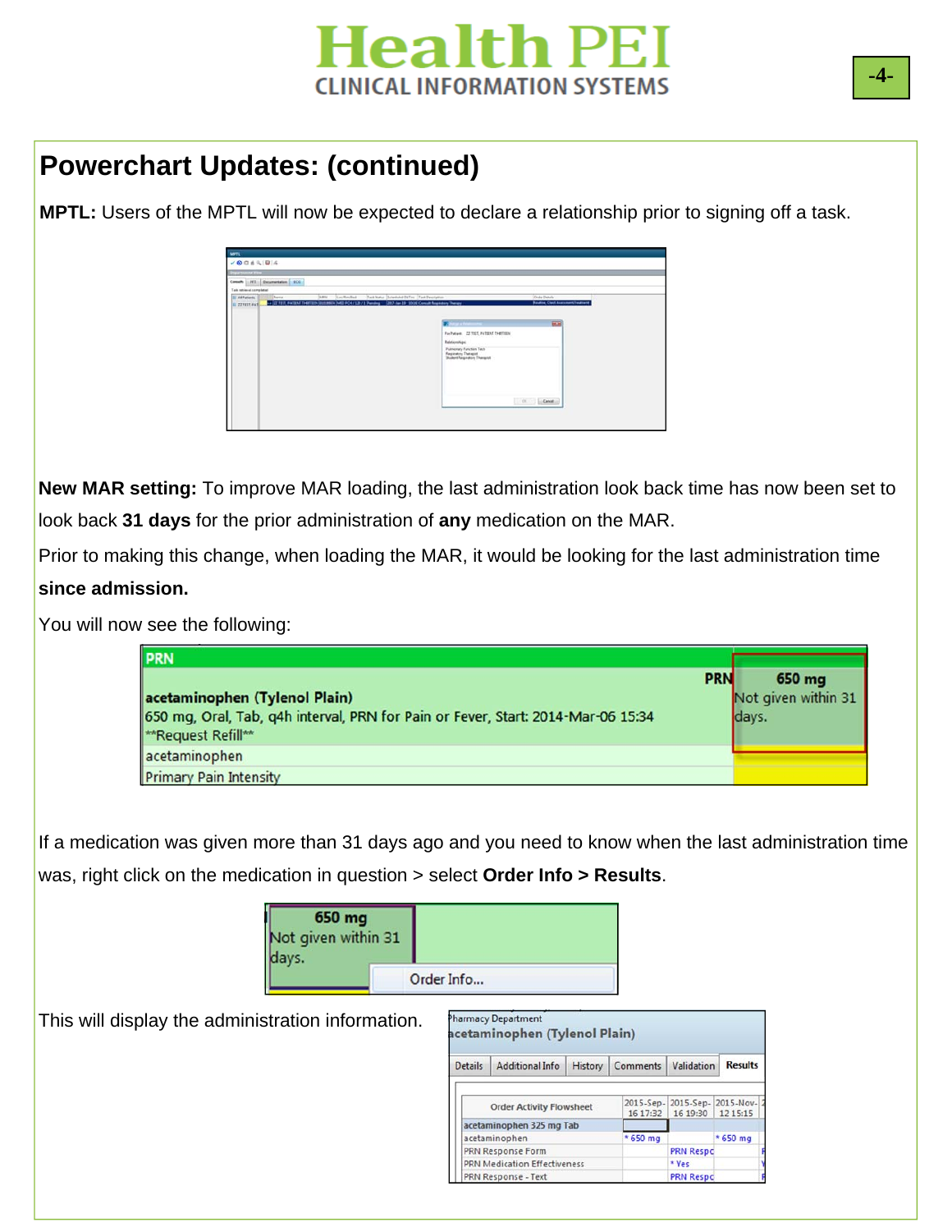## Powerchart Updates: (continued)

**MPTL:** Users of the MPTL will now be expected to declare a relationship prior to signing off a task.

**New MAR setting:** To improve MAR loading, the last administration look back time has now been set to look back **31 days** for the prior administration of **any** medication on the MAR.

Prior to making this change, when loading the MAR, it would be looking for the last administration time **since admission.**

You will now see the following:

If a medication was given more than 31 days ago and you need to know when the last administration time was, right click on the medication in question > select **Order Info > Results**.

This will display the administration information.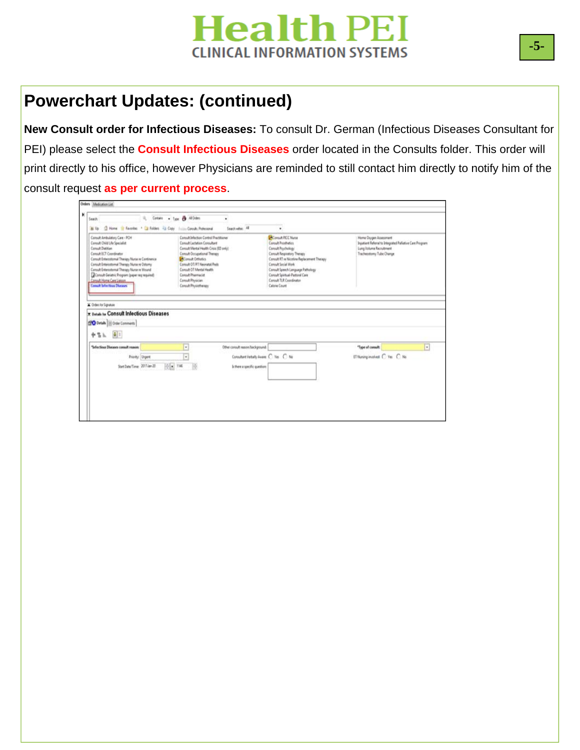## Powerchart Updates: (continued)

**New Consult order for Infectious Diseases:** To consult Dr. German (Infectious Diseases Consultant for PEI) please select the **Consult Infectious Diseases** order located in the Consults folder. This order will print directly to his office, however Physicians are reminded to still contact him directly to notify him of the consult request **as per current process**.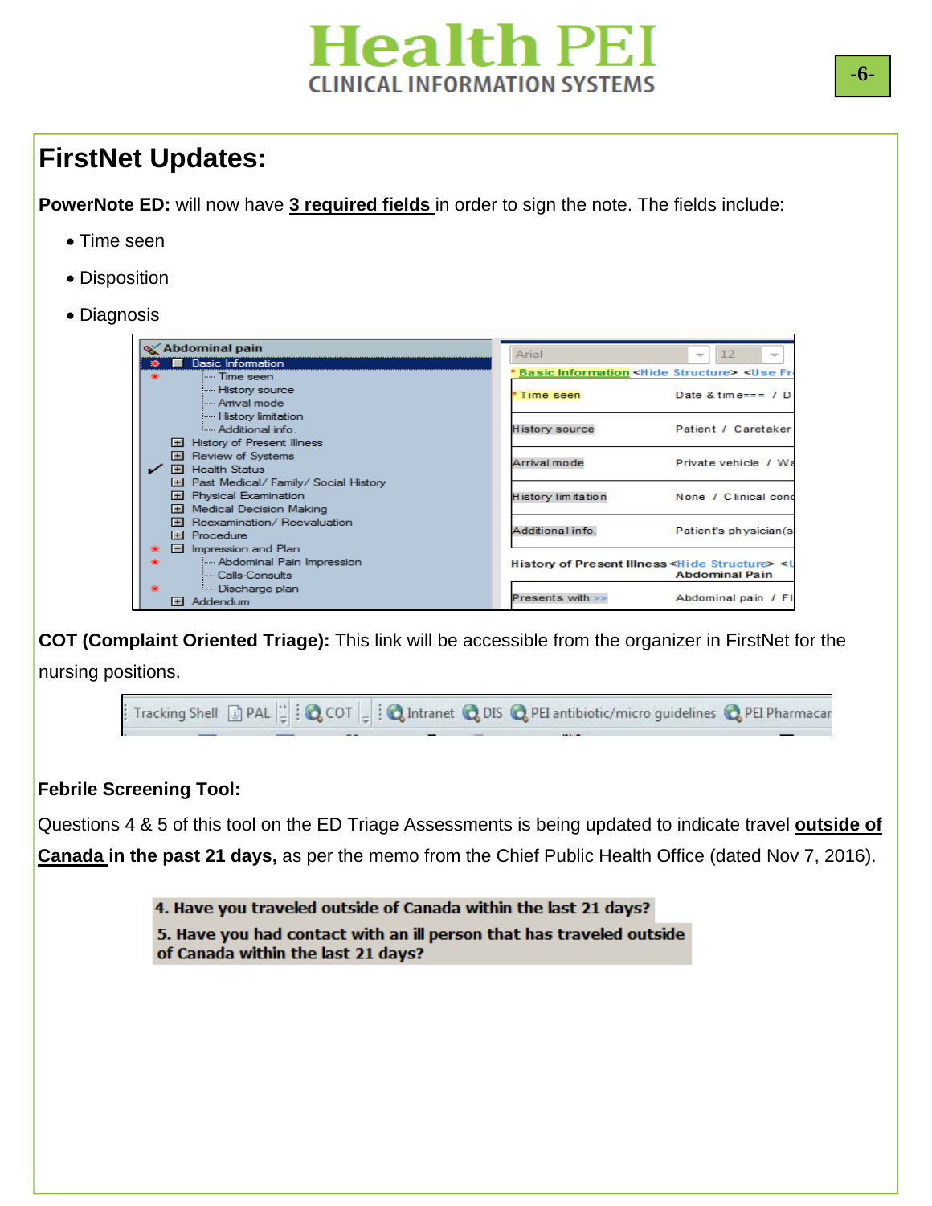# FirstNet Updates:

**PowerNote ED:** will now have **3 required fields** in order to sign the note. The fields include:

- Time seen
- Disposition
- Diagnosis

**COT (Complaint Oriented Triage):** This link will be accessible from the organizer in FirstNet for the nursing positions.

**Febrile Screening Tool:**

Questions 4 & 5 of this tool on the ED Triage Assessments is being updated to indicate travel **outside of Canada in the past 21 days,** as per the memo from the Chief Public Health Office (dated Nov 7, 2016).

**4. Have you traveled outside of Canada within the last 21 days?**

**5. Have you had contact with an ill person that has traveled outside of Canada within the last 21 days?**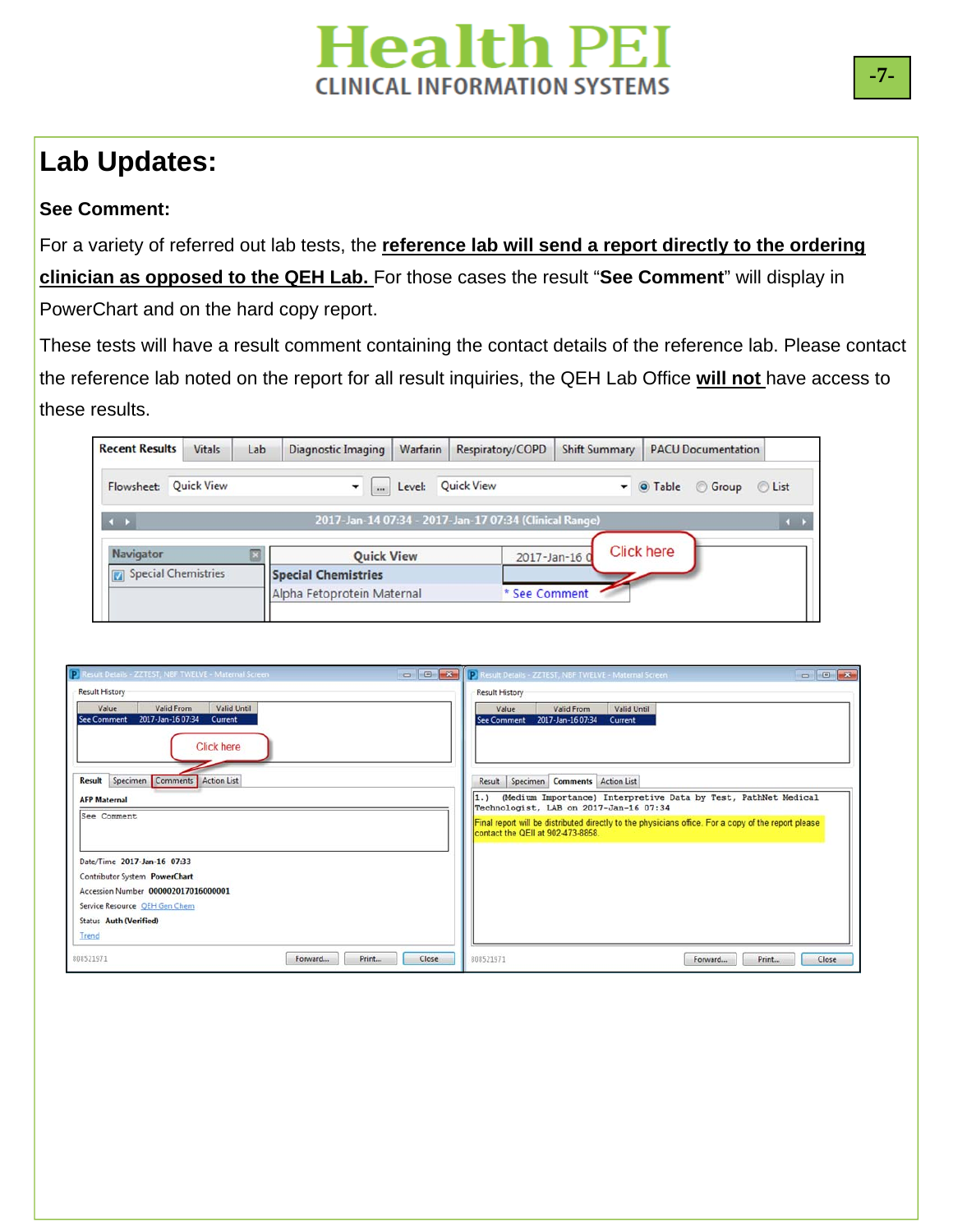# Lab Updates:

### See Comment:

For a variety of referred out lab tests, the **reference lab will send a report directly to the ordering clinician as opposed to the QEH Lab.** For those cases the result "**See Comment**" will display in PowerChart and on the hard copy report.

These tests will have a result comment containing the contact details of the reference lab. Please contact the reference lab noted on the report for all result inquiries, the QEH Lab Office **will not** have access to these results.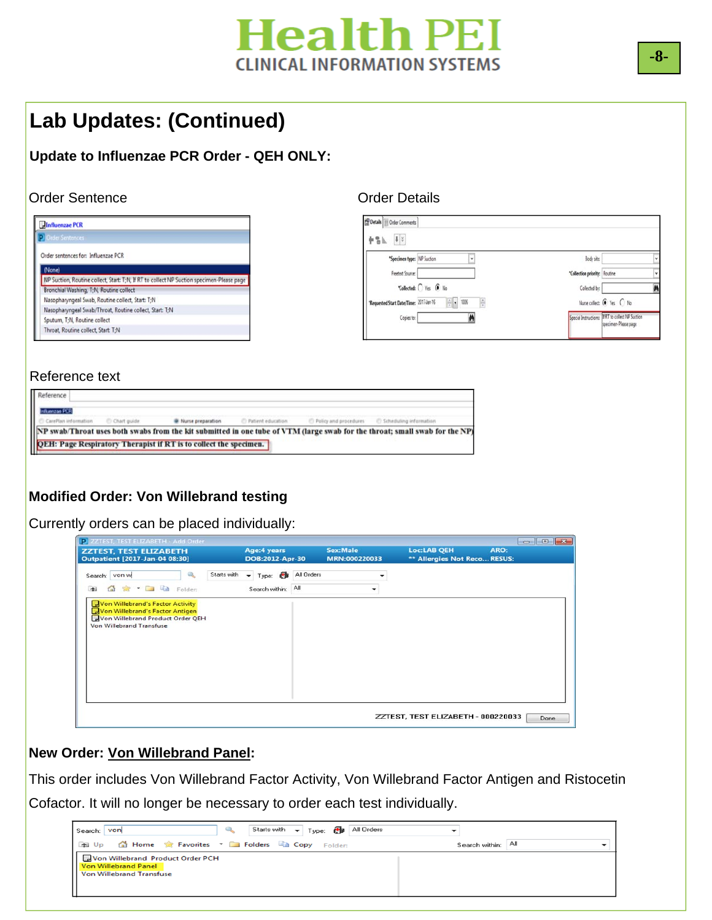# Lab Updates: (Continued)

### Update to Influenzae PCR Order - QEH ONLY:

Order Sentence

Influenzae PCR

Order Sentences

Order sentences for: Influenzae PCR

- (None)
- NP Suction, Routine collect, Start: T;N, If RT to collect NP Suction specimen-Please page
- Bronchial Washing, T;N, Routine collect
- Nasopharyngeal Swab, Routine collect, Start: T;N
- Nasopharyngeal Swab/Throat, Routine collect, Start: T;N
- Sputum, T;N, Routine collect
- Throat, Routine collect, Start: T;N

Order Details

Details | Order Comments

*Specimen type: NP Suction
Body site:
Freetext Source:
*Collection priority: Routine
*Collected: Yes / No
Collected by:
*Requested Start Date/Time: 2017-Jan-16 1006
Nurse collect: Yes / No
Copies to:
Special Instructions: If RT to collect NP Suction specimen-Please page

Reference text

Reference

Influenzae PCR

CarePlan information | Chart guide | Nurse preparation | Patient education | Policy and procedures | Scheduling information

NP swab/Throat uses both swabs from the kit submitted in one tube of VTM (large swab for the throat; small swab for the NP)

QEH: Page Respiratory Therapist if RT is to collect the specimen.

### Modified Order: Von Willebrand testing

Currently orders can be placed individually:

ZZTEST, TEST ELIZABETH - Add Order

ZZTEST, TEST ELIZABETH | Age:4 years | Sex:Male | Loc:LAB QEH | ARO:
Outpatient [2017-Jan-04 08:30] | DOB:2012-Apr-30 | MRN:000220033 | ** Allergies Not Reco... | RESUS:

Search: von w | Starts with | Type: All Orders | Search within: All

- Von Willebrand's Factor Activity
- Von Willebrand's Factor Antigen
- Von Willebrand Product Order QEH
- Von Willebrand Transfuse

ZZTEST, TEST ELIZABETH - 000220033 | Done

### New Order: <u>Von Willebrand Panel</u>:

This order includes Von Willebrand Factor Activity, Von Willebrand Factor Antigen and Ristocetin Cofactor. It will no longer be necessary to order each test individually.

Search: von | Starts with | Type: All Orders | Search within: All

- Von Willebrand Product Order PCH
- Von Willebrand Panel
- Von Willebrand Transfuse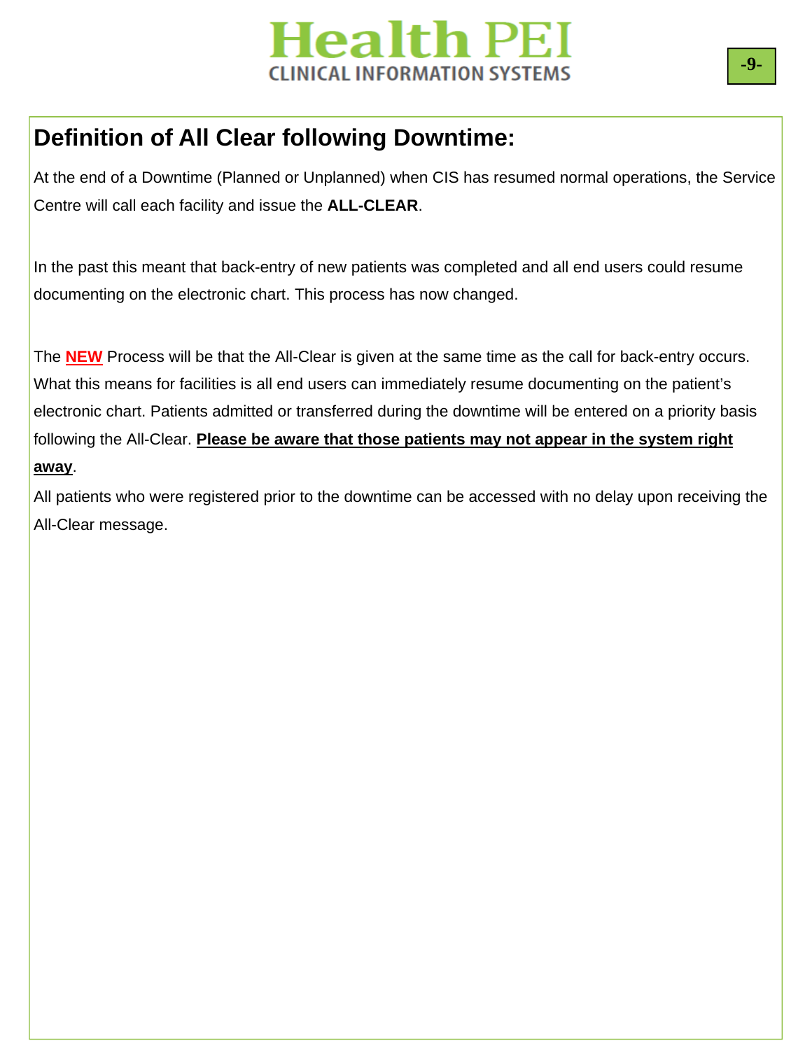## Definition of All Clear following Downtime:

At the end of a Downtime (Planned or Unplanned) when CIS has resumed normal operations, the Service Centre will call each facility and issue the **ALL-CLEAR**.

In the past this meant that back-entry of new patients was completed and all end users could resume documenting on the electronic chart. This process has now changed.

The **NEW** Process will be that the All-Clear is given at the same time as the call for back-entry occurs. What this means for facilities is all end users can immediately resume documenting on the patient's electronic chart. Patients admitted or transferred during the downtime will be entered on a priority basis following the All-Clear. **Please be aware that those patients may not appear in the system right away**.

All patients who were registered prior to the downtime can be accessed with no delay upon receiving the All-Clear message.